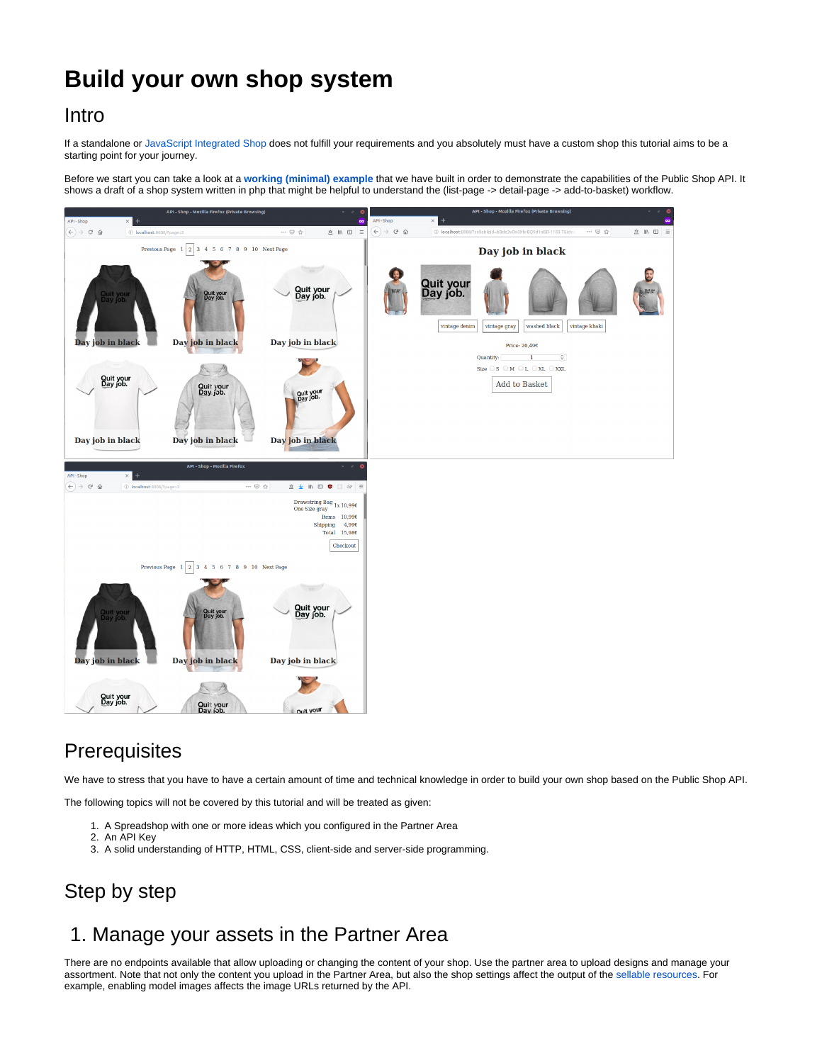# Build your own shop system

## Intro

If a standalone or JavaScript Integrated Shop does not fulfill your requirements and you absolutely must have a custom shop this tutorial aims to be a starting point for your journey.

Before we start you can take a look at a **working (minimal) example** that we have built in order to demonstrate the capabilities of the Public Shop API. It shows a draft of a shop system written in php that might be helpful to understand the (list-page -> detail-page -> add-to-basket) workflow.

## Prerequisites

We have to stress that you have to have a certain amount of time and technical knowledge in order to build your own shop based on the Public Shop API.

The following topics will not be covered by this tutorial and will be treated as given:

1. A Spreadshop with one or more ideas which you configured in the Partner Area
2. An API Key
3. A solid understanding of HTTP, HTML, CSS, client-side and server-side programming.

## Step by step

## 1. Manage your assets in the Partner Area

There are no endpoints available that allow uploading or changing the content of your shop. Use the partner area to upload designs and manage your assortment. Note that not only the content you upload in the Partner Area, but also the shop settings affect the output of the sellable resources. For example, enabling model images affects the image URLs returned by the API.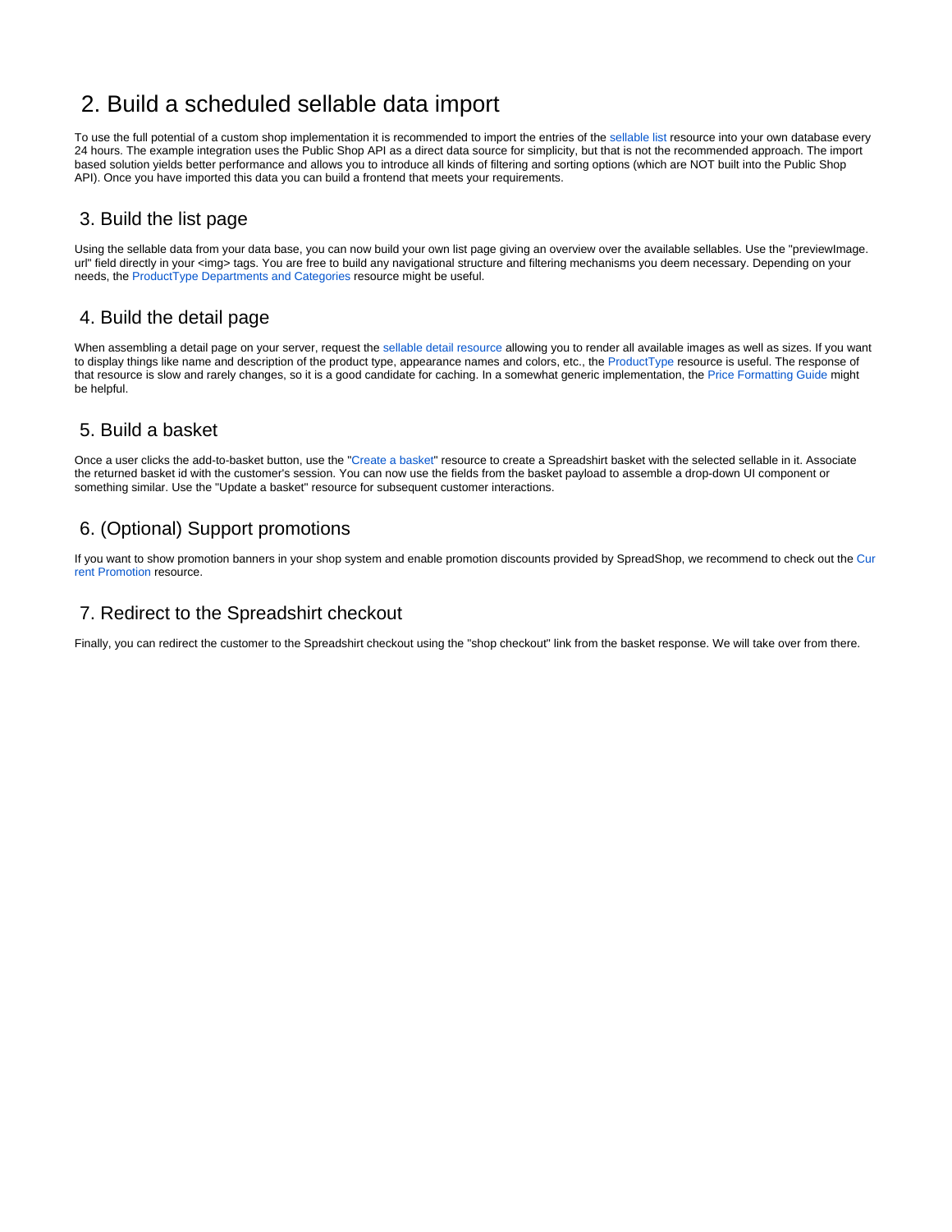## 2. Build a scheduled sellable data import

To use the full potential of a custom shop implementation it is recommended to import the entries of the sellable list resource into your own database every 24 hours. The example integration uses the Public Shop API as a direct data source for simplicity, but that is not the recommended approach. The import based solution yields better performance and allows you to introduce all kinds of filtering and sorting options (which are NOT built into the Public Shop API). Once you have imported this data you can build a frontend that meets your requirements.

### 3. Build the list page

Using the sellable data from your data base, you can now build your own list page giving an overview over the available sellables. Use the "previewImage.url" field directly in your <img> tags. You are free to build any navigational structure and filtering mechanisms you deem necessary. Depending on your needs, the ProductType Departments and Categories resource might be useful.

### 4. Build the detail page

When assembling a detail page on your server, request the sellable detail resource allowing you to render all available images as well as sizes. If you want to display things like name and description of the product type, appearance names and colors, etc., the ProductType resource is useful. The response of that resource is slow and rarely changes, so it is a good candidate for caching. In a somewhat generic implementation, the Price Formatting Guide might be helpful.

### 5. Build a basket

Once a user clicks the add-to-basket button, use the "Create a basket" resource to create a Spreadshirt basket with the selected sellable in it. Associate the returned basket id with the customer's session. You can now use the fields from the basket payload to assemble a drop-down UI component or something similar. Use the "Update a basket" resource for subsequent customer interactions.

### 6. (Optional) Support promotions

If you want to show promotion banners in your shop system and enable promotion discounts provided by SpreadShop, we recommend to check out the Current Promotion resource.

### 7. Redirect to the Spreadshirt checkout

Finally, you can redirect the customer to the Spreadshirt checkout using the "shop checkout" link from the basket response. We will take over from there.